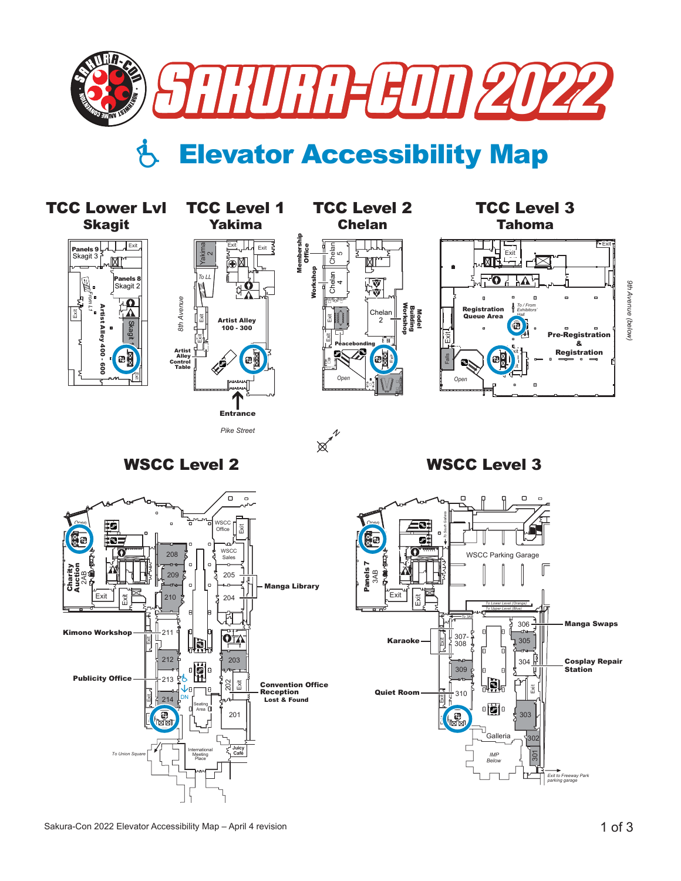# SAKURA-CON 2022

## Elevator Accessibility Map

### TCC Lower Lvl
**Skagit**

Panels 9
Skagit 3

Exit

Panels 8
Skagit 2

From L1

Exit

Artist Alley 400 - 600

Skagit 1

Exit

### TCC Level 1
**Yakima**

Yakima 2

Exit

Exit

To LL

8th Avenue

Exit

Exit

Artist Alley 100 - 300

Artist Alley Control Table

Entrance

*Pike Street*

### TCC Level 2
**Chelan**

Membership Office

Workshop

Chelan 5

Chelan 4

Exit

Exit

Chelan 2

Model Building Workshop

Peacebonding

Exit

Open

### TCC Level 3
**Tahoma**

Exit

Exit

Registration Queue Area

*To / From Exhibitors' Hall*

Pre-Registration & Registration

Exit

Falls

Exit

Open

*9th Avenue (below)*

N

### WSCC Level 2

Open

Charity Auction 2AB

Exit

Exit

WSCC Office

Exit

WSCC Sales

208

209

210

205

204

Manga Library

Kimono Workshop

211

Exit

212

203

Publicity Office

213

DN

202

Exit

Convention Office Reception
Lost & Found

Exit

214

Seating Area

201

*To Union Square*

International Meeting Place

Juicy Café

### WSCC Level 3

Open

Panels 7 3AB

*To South Galleria*

WSCC Parking Garage

Exit

Exit

*To Lower Level (Orange)*

*To Upper Level (Blue)*

*To 3AB*

306

Manga Swaps

Karaoke

Exit

307-308

305

304

Cosplay Repair Station

309

Quiet Room

310

Exit

Exit

Exit

303

Galleria

302

*IMP Below*

301

*Exit to Freeway Park parking garage*

Sakura-Con 2022 Elevator Accessibility Map – April 4 revision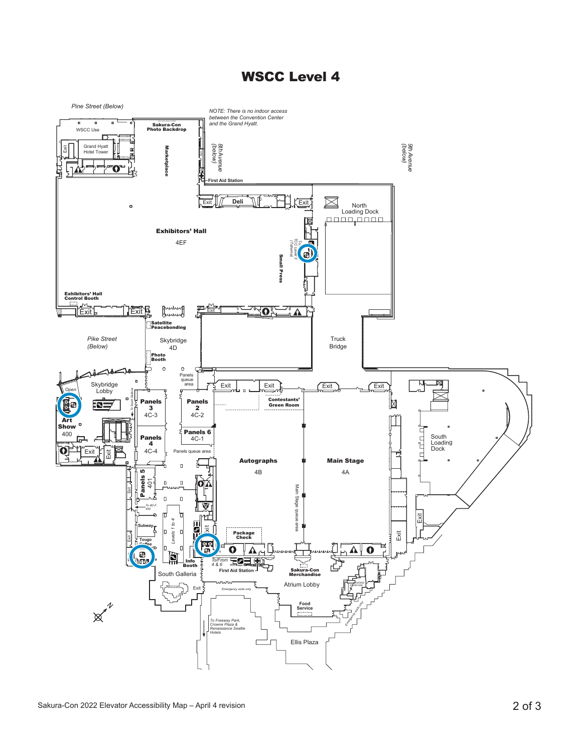# WSCC Level 4

*Pine Street (Below)*

*NOTE: There is no indoor access between the Convention Center and the Grand Hyatt.*

WSCC Use

Sakura-Con Photo Backdrop

Grand Hyatt Hotel Tower

Exit

Marketplace

*8th Avenue (below)*

*9th Avenue (below)*

First Aid Station

Exit

Deli

Exit

North Loading Dock

**Exhibitors' Hall**

4EF

*To TCC Level 3 (Tahoma)*

**Small Press**

**Exhibitors' Hall Control Booth**

Exit

Exit

Exit

Satellite Peacebonding

*Pike Street (Below)*

Skybridge 4D

Photo Booth

Truck Bridge

Panels queue area

Skybridge Lobby

*Open*

Exit

Exit

Exit

Exit

**Panels 3** 4C-3

**Panels 2** 4C-2

Contestants' Green Room

*To South Galleria*

**Art Show** 400

**Panels 6** 4C-1

**Panels 4** 4C-4

Panels queue area

South Loading Dock

Exit

Exit

**Autographs** 4B

**Main Stage** 4A

*Main Stage queue area*

**Panels 5** 401

Exit

*To 4D-F, 400*

Subway

*Levels 1 to 4*

Exit

Package Check

Exit

Exit

Exit

Tougo Coffee

Info Booth

*To/From 4 & 6*

First Aid Station

Sakura-Con Merchandise

South Galleria

Atrium Lobby

Grand Staircase

Exit

*Emergency exits only*

Food Service

*Emergency exits only*

*To Freeway Park, Crowne Plaza & Renaissance Seattle Hotels*

Ellis Plaza

N

Sakura-Con 2022 Elevator Accessibility Map – April 4 revision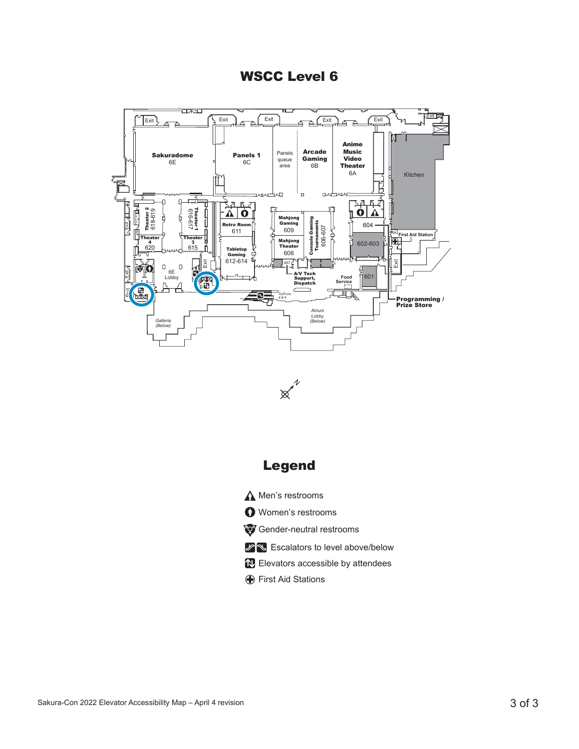# WSCC Level 6

Exit
Exit
Exit
Exit
Exit
Exit

**Sakuradome**
6E

**Panels 1**
6C

Panels queue area

**Arcade Gaming**
6B

**Anime Music Video Theater**
6A

Kitchen

**Theater 2**
618-619

**Theater 1**
616-617

**Retro Room**
611

**Mahjong Gaming**
609

**Console Gaming Tournaments**
606-607

604

First Aid Station

602-603

**Theater 4**
620

**Theater 3**
615

**Tabletop Gaming**
612-614

**Mahjong Theater**
608

657

**A/V Tech Support, Dispatch**

**Food Service**

601

6E Lobby

Exit
Exit
Exit
Exit

*To/From 4 & 6*

**Programming / Prize Store**

*Galleria (Below)*

*Atrium Lobby (Below)*

N

## Legend

- Men's restrooms
- Women's restrooms
- Gender-neutral restrooms
- Escalators to level above/below
- Elevators accessible by attendees
- First Aid Stations

Sakura-Con 2022 Elevator Accessibility Map – April 4 revision